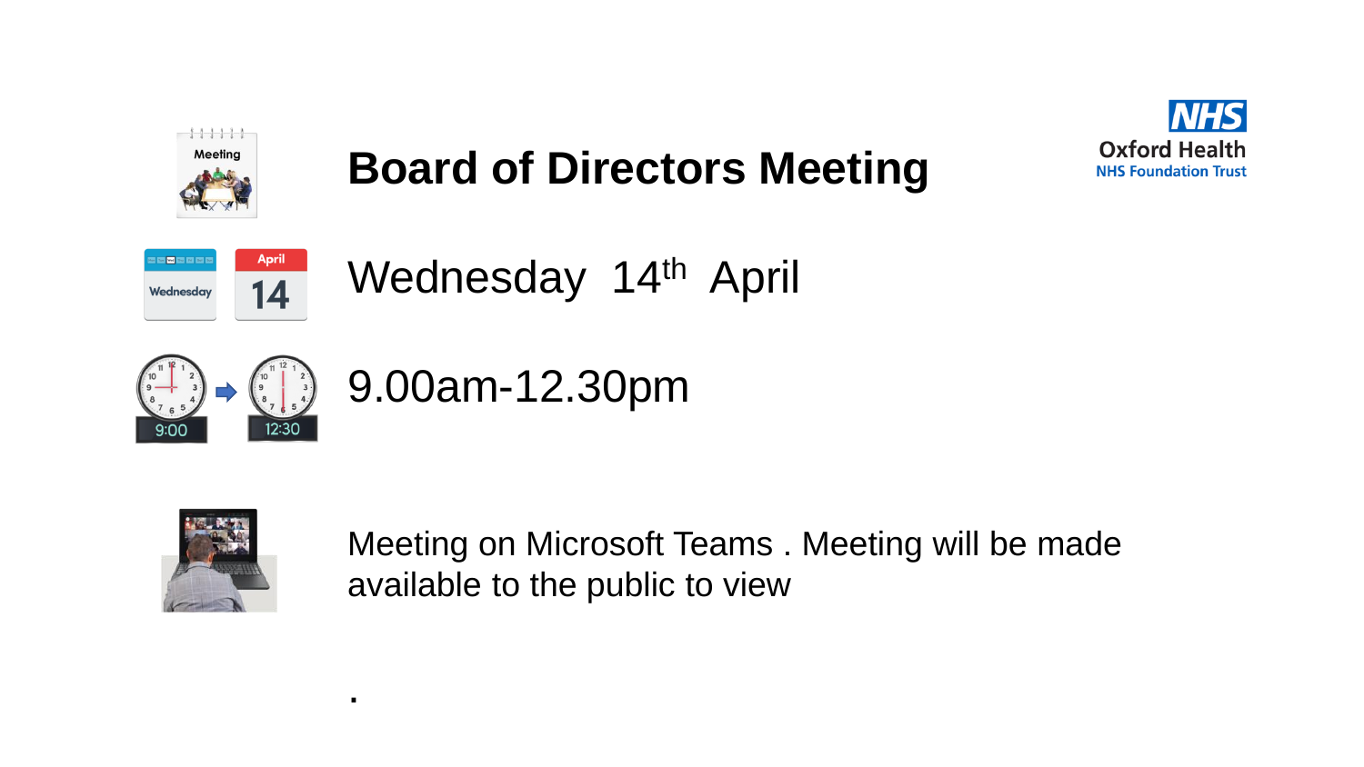# Board of Directors Meeting

Wednesday 14th April

9.00am-12.30pm

Meeting on Microsoft Teams . Meeting will be made available to the public to view

.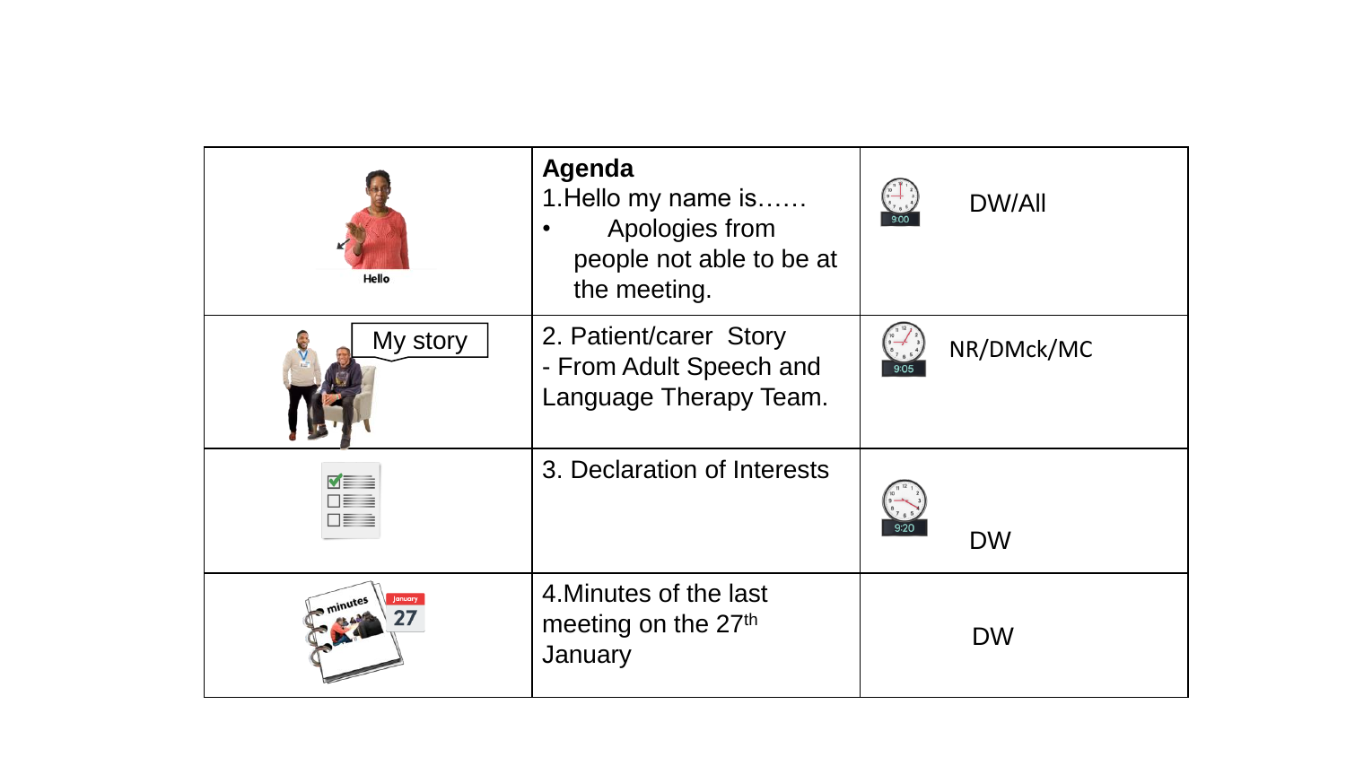| | Agenda | | |
|---|---|---|---|
| Hello | **Agenda**<br>1.Hello my name is……<br>• Apologies from people not able to be at the meeting. | 9:00 | DW/All |
| My story | 2. Patient/carer Story<br>- From Adult Speech and Language Therapy Team. | 9:05 | NR/DMck/MC |
| | 3. Declaration of Interests | 9:20 | DW |
| minutes January 27 | 4.Minutes of the last meeting on the 27th January | | DW |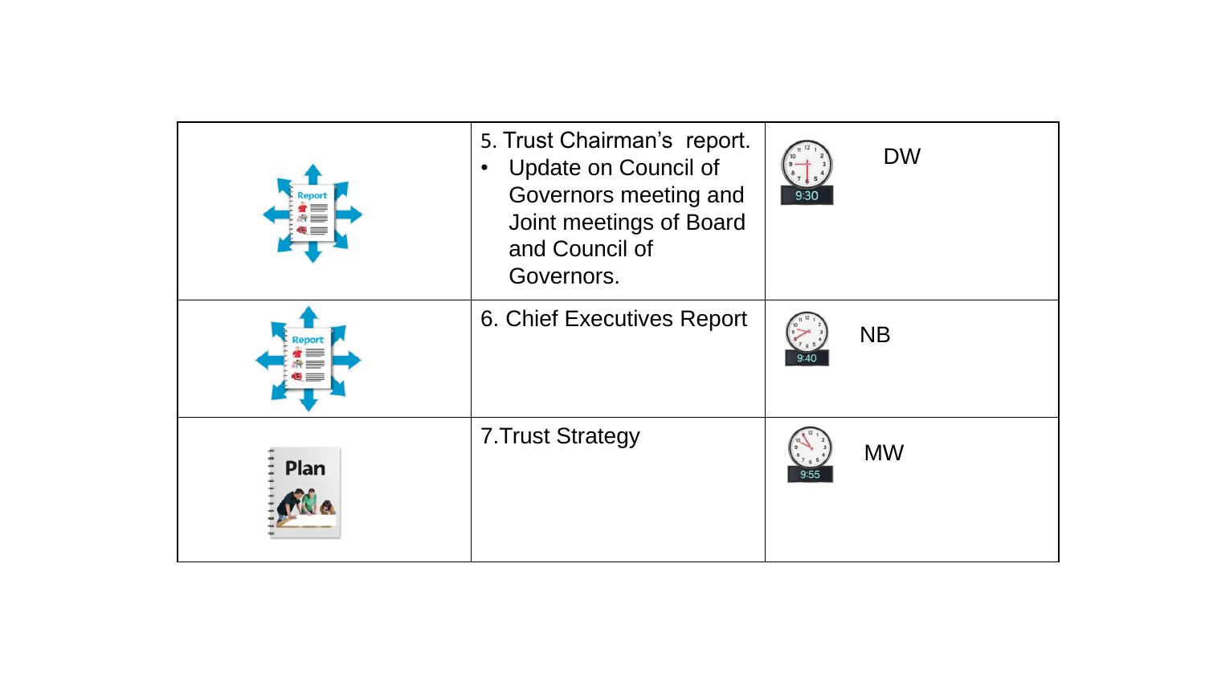| | | | |
|---|---|---|---|
| Report | 5. Trust Chairman's report.<br>• Update on Council of Governors meeting and Joint meetings of Board and Council of Governors. | 9:30 | DW |
| Report | 6. Chief Executives Report | 9:40 | NB |
| Plan | 7.Trust Strategy | 9:55 | MW |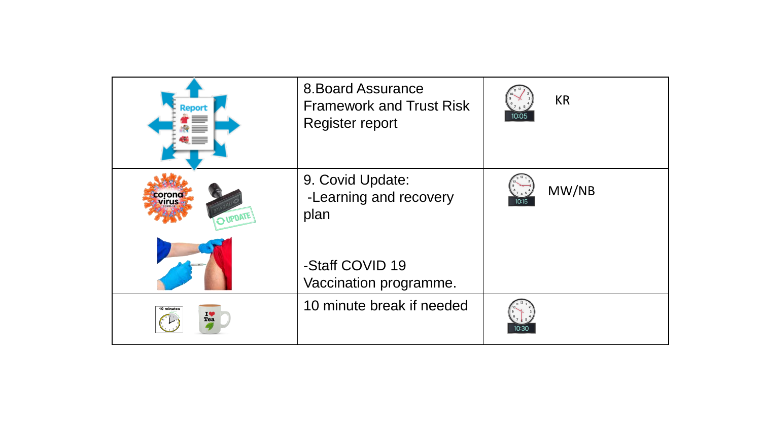| | | |
|---|---|---|
| | 8.Board Assurance Framework and Trust Risk Register report | 10:05 KR |
| | 9. Covid Update:<br>-Learning and recovery plan<br><br>-Staff COVID 19 Vaccination programme. | 10:15 MW/NB |
| | 10 minute break if needed | 10:30 |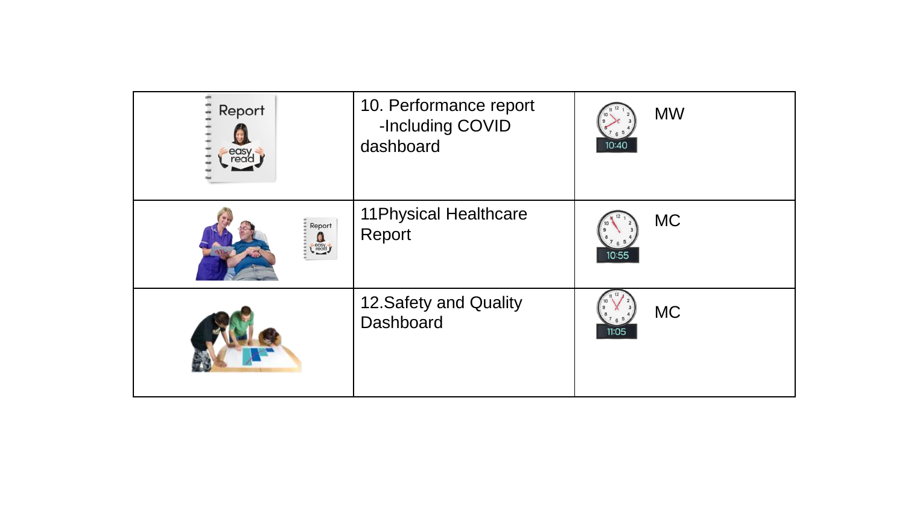|  |  |  |
|---|---|---|
|  | 10. Performance report -Including COVID dashboard | 10:40 MW |
|  | 11Physical Healthcare Report | 10:55 MC |
|  | 12.Safety and Quality Dashboard | 11:05 MC |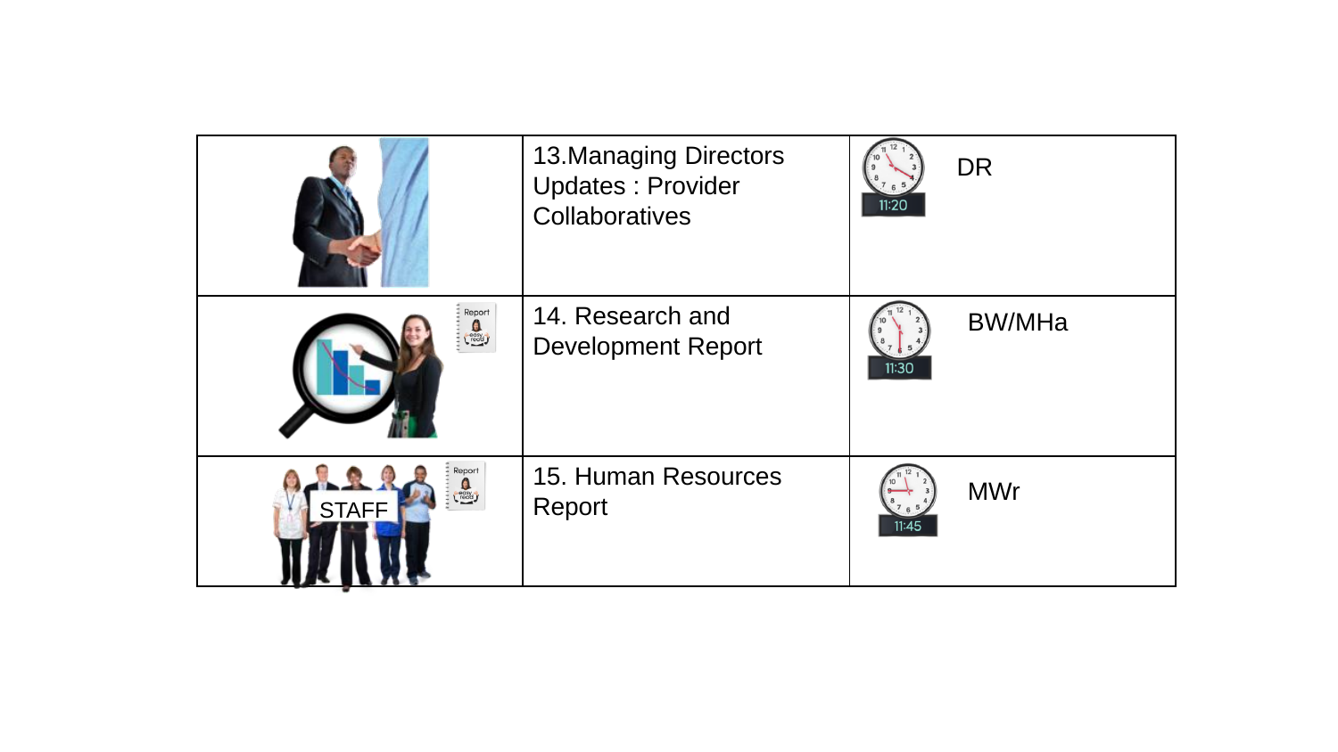| | | |
|---|---|---|
| | 13.Managing Directors Updates : Provider Collaboratives | 11:20 DR |
| | 14. Research and Development Report | 11:30 BW/MHa |
| STAFF | 15. Human Resources Report | 11:45 MWr |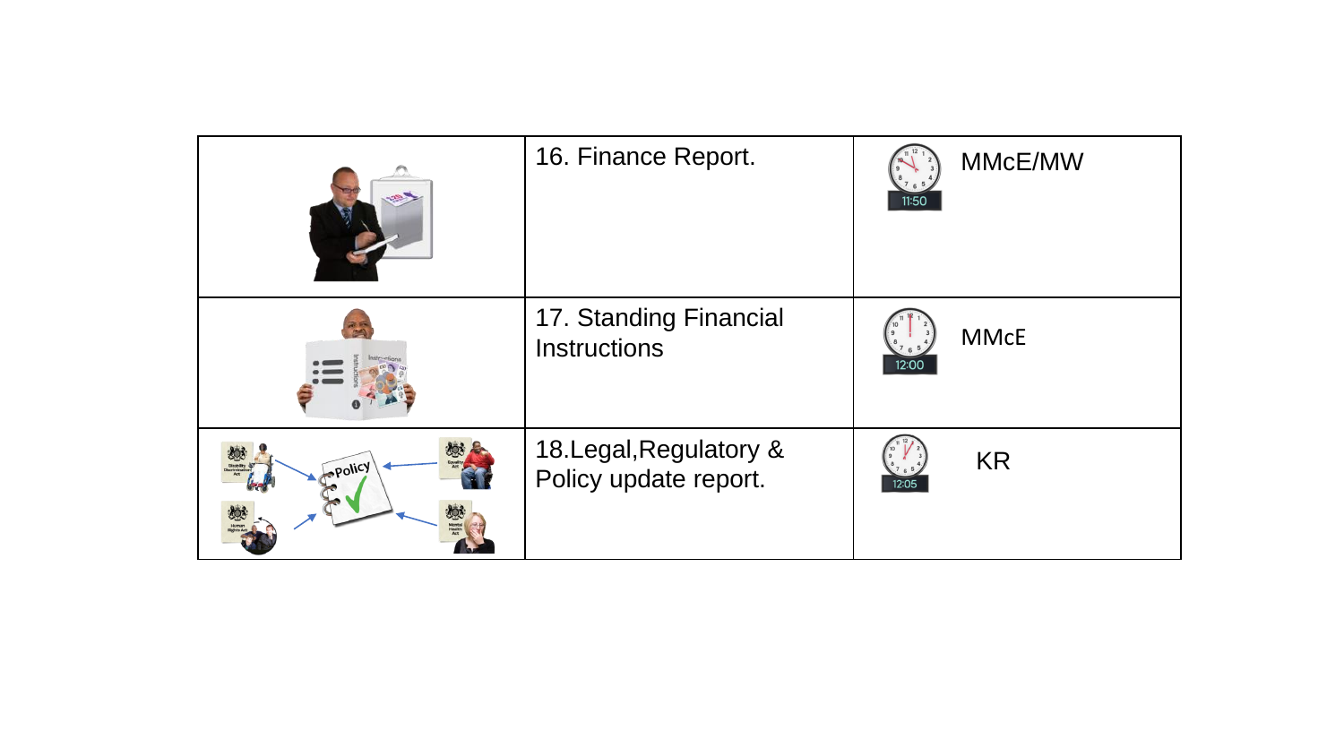| | | |
|---|---|---|
| | 16. Finance Report. | 11:50 MMcE/MW |
| | 17. Standing Financial Instructions | 12:00 MMcE |
| | 18.Legal,Regulatory & Policy update report. | 12:05 KR |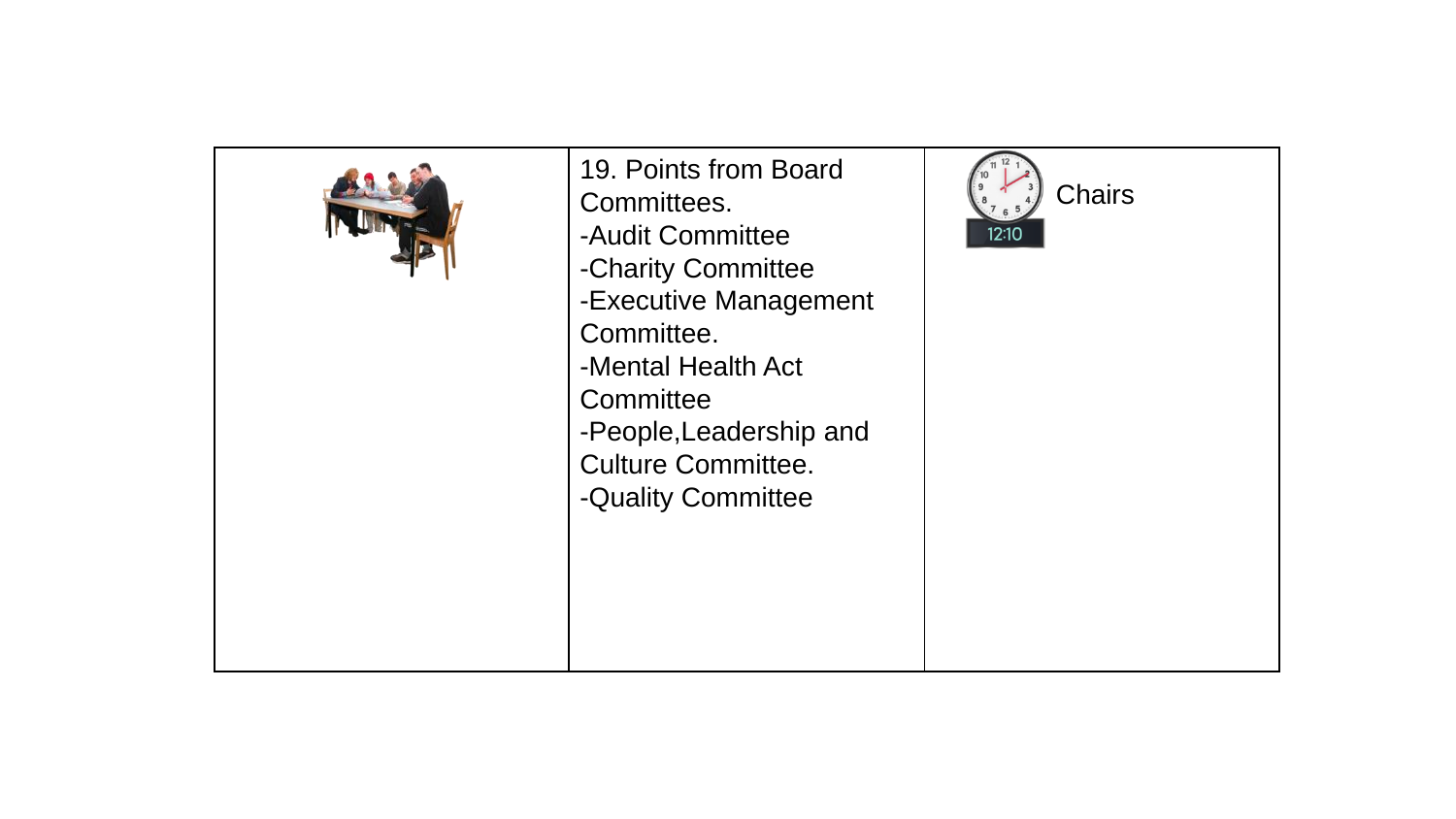| | | |
|---|---|---|
| | 19. Points from Board Committees.<br>-Audit Committee<br>-Charity Committee<br>-Executive Management Committee.<br>-Mental Health Act Committee<br>-People,Leadership and Culture Committee.<br>-Quality Committee | 12:10 Chairs |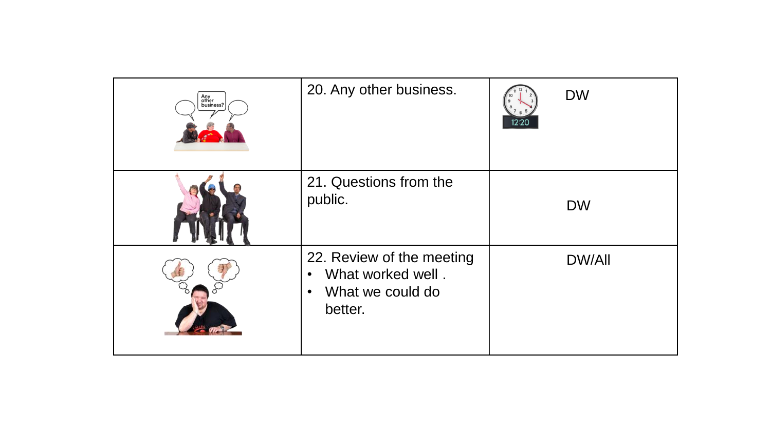|  | 20. Any other business. | 12:20 DW |
|---|---|---|
|  | 21. Questions from the public. | DW |
|  | 22. Review of the meeting<br>• What worked well .<br>• What we could do better. | DW/All |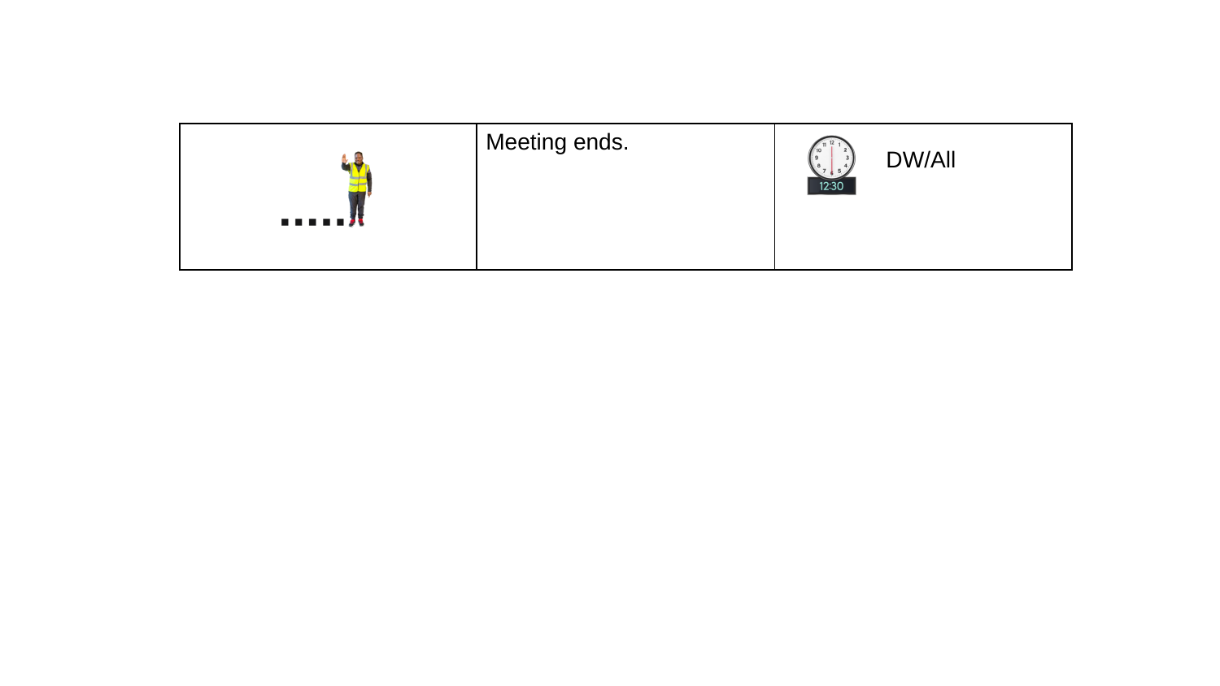| | | |
|---|---|---|
| | Meeting ends. | 12:30 DW/All |